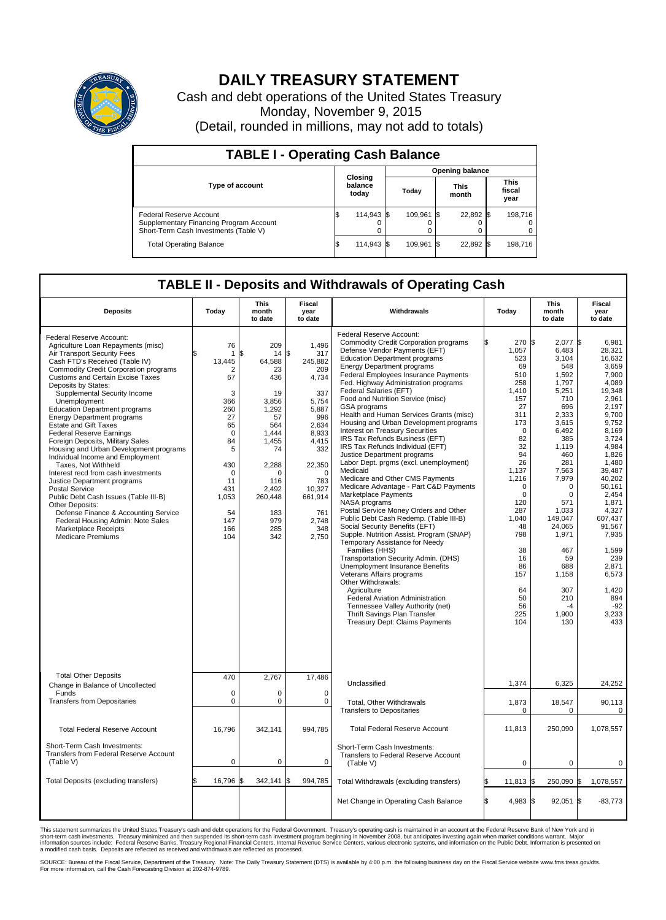# DAILY TREASURY STATEMENT

Cash and debt operations of the United States Treasury

Monday, November 9, 2015

(Detail, rounded in millions, may not add to totals)

## TABLE I - Operating Cash Balance

| Type of account | Closing balance today | Opening balance Today | Opening balance This month | Opening balance This fiscal year |
|---|---|---|---|---|
| Federal Reserve Account | $ 114,943 | $ 109,961 | $ 22,892 | $ 198,716 |
| Supplementary Financing Program Account | 0 | 0 | 0 | 0 |
| Short-Term Cash Investments (Table V) | 0 | 0 | 0 | 0 |
| Total Operating Balance | $ 114,943 | $ 109,961 | $ 22,892 | $ 198,716 |

## TABLE II - Deposits and Withdrawals of Operating Cash

| Deposits | Today | This month to date | Fiscal year to date | Withdrawals | Today | This month to date | Fiscal year to date |
|---|---|---|---|---|---|---|---|
| Federal Reserve Account: | | | | Federal Reserve Account: | | | |
| Agriculture Loan Repayments (misc) | 76 | 209 | 1,496 | Commodity Credit Corporation programs | $ 270 | $ 2,077 | $ 6,981 |
| Air Transport Security Fees | $ 1 | $ 14 | $ 317 | Defense Vendor Payments (EFT) | 1,057 | 6,483 | 28,321 |
| Cash FTD's Received (Table IV) | 13,445 | 64,588 | 245,882 | Education Department programs | 523 | 3,104 | 16,632 |
| Commodity Credit Corporation programs | 2 | 23 | 209 | Energy Department programs | 69 | 548 | 3,659 |
| Customs and Certain Excise Taxes | 67 | 436 | 4,734 | Federal Employees Insurance Payments | 510 | 1,592 | 7,900 |
| Deposits by States: | | | | Fed. Highway Administration programs | 258 | 1,797 | 4,089 |
| Supplemental Security Income | 3 | 19 | 337 | Federal Salaries (EFT) | 1,410 | 5,251 | 19,348 |
| Unemployment | 366 | 3,856 | 5,754 | Food and Nutrition Service (misc) | 157 | 710 | 2,961 |
| Education Department programs | 260 | 1,292 | 5,887 | GSA programs | 27 | 696 | 2,197 |
| Energy Department programs | 27 | 57 | 996 | Health and Human Services Grants (misc) | 311 | 2,333 | 9,700 |
| Estate and Gift Taxes | 65 | 564 | 2,634 | Housing and Urban Development programs | 173 | 3,615 | 9,752 |
| Federal Reserve Earnings | 0 | 1,444 | 8,933 | Interest on Treasury Securities | 0 | 6,492 | 8,169 |
| Foreign Deposits, Military Sales | 84 | 1,455 | 4,415 | IRS Tax Refunds Business (EFT) | 82 | 385 | 3,724 |
| Housing and Urban Development programs | 5 | 74 | 332 | IRS Tax Refunds Individual (EFT) | 32 | 1,119 | 4,984 |
| Individual Income and Employment | | | | Justice Department programs | 94 | 460 | 1,826 |
| Taxes, Not Withheld | 430 | 2,288 | 22,350 | Labor Dept. prgms (excl. unemployment) | 26 | 281 | 1,480 |
| Interest recd from cash investments | 0 | 0 | 0 | Medicaid | 1,137 | 7,563 | 39,487 |
| Justice Department programs | 11 | 116 | 783 | Medicare and Other CMS Payments | 1,216 | 7,979 | 40,202 |
| Postal Service | 431 | 2,492 | 10,327 | Medicare Advantage - Part C&D Payments | 0 | 0 | 50,161 |
| Public Debt Cash Issues (Table III-B) | 1,053 | 260,448 | 661,914 | Marketplace Payments | 0 | 0 | 2,454 |
| Other Deposits: | | | | NASA programs | 120 | 571 | 1,871 |
| Defense Finance & Accounting Service | 54 | 183 | 761 | Postal Service Money Orders and Other | 287 | 1,033 | 4,327 |
| Federal Housing Admin: Note Sales | 147 | 979 | 2,748 | Public Debt Cash Redemp. (Table III-B) | 1,040 | 149,047 | 607,437 |
| Marketplace Receipts | 166 | 285 | 348 | Social Security Benefits (EFT) | 48 | 24,065 | 91,567 |
| Medicare Premiums | 104 | 342 | 2,750 | Supple. Nutrition Assist. Program (SNAP) | 798 | 1,971 | 7,935 |
| | | | | Temporary Assistance for Needy Families (HHS) | 38 | 467 | 1,599 |
| | | | | Transportation Security Admin. (DHS) | 16 | 59 | 239 |
| | | | | Unemployment Insurance Benefits | 86 | 688 | 2,871 |
| | | | | Veterans Affairs programs | 157 | 1,158 | 6,573 |
| | | | | Other Withdrawals: | | | |
| | | | | Agriculture | 64 | 307 | 1,420 |
| | | | | Federal Aviation Administration | 50 | 210 | 894 |
| | | | | Tennessee Valley Authority (net) | 56 | -4 | -92 |
| | | | | Thrift Savings Plan Transfer | 225 | 1,900 | 3,233 |
| | | | | Treasury Dept: Claims Payments | 104 | 130 | 433 |
| Total Other Deposits | 470 | 2,767 | 17,486 | Unclassified | 1,374 | 6,325 | 24,252 |
| Change in Balance of Uncollected Funds | 0 | 0 | 0 | | | | |
| Transfers from Depositaries | 0 | 0 | 0 | Total, Other Withdrawals | 1,873 | 18,547 | 90,113 |
| | | | | Transfers to Depositaries | 0 | 0 | 0 |
| Total Federal Reserve Account | 16,796 | 342,141 | 994,785 | Total Federal Reserve Account | 11,813 | 250,090 | 1,078,557 |
| Short-Term Cash Investments: Transfers from Federal Reserve Account (Table V) | 0 | 0 | 0 | Short-Term Cash Investments: Transfers to Federal Reserve Account (Table V) | 0 | 0 | 0 |
| Total Deposits (excluding transfers) | $ 16,796 | $ 342,141 | $ 994,785 | Total Withdrawals (excluding transfers) | $ 11,813 | $ 250,090 | $ 1,078,557 |
| | | | | Net Change in Operating Cash Balance | $ 4,983 | $ 92,051 | $ -83,773 |

This statement summarizes the United States Treasury's cash and debt operations for the Federal Government. Treasury's operating cash is maintained in an account at the Federal Reserve Bank of New York and in short-term cash investments. Treasury minimized and then suspended its short-term cash investment program beginning in November 2008, but anticipates investing again when market conditions warrant. Major information sources include: Federal Reserve Banks, Treasury Regional Financial Centers, Internal Revenue Service Centers, various electronic systems, and information on the Public Debt. Information is presented on a modified cash basis. Deposits are reflected as received and withdrawals are reflected as processed.

SOURCE: Bureau of the Fiscal Service, Department of the Treasury. Note: The Daily Treasury Statement (DTS) is available by 4:00 p.m. the following business day on the Fiscal Service website www.fms.treas.gov/dts. For more information, call the Cash Forecasting Division at 202-874-9789.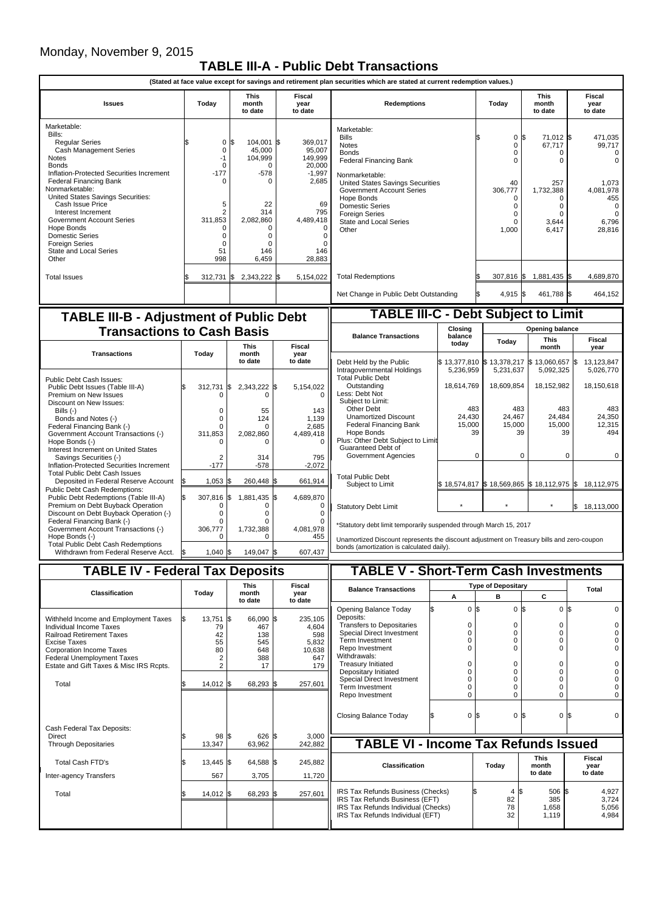Monday, November 9, 2015

# TABLE III-A - Public Debt Transactions

(Stated at face value except for savings and retirement plan securities which are stated at current redemption values.)

| Issues | Today | This month to date | Fiscal year to date |
|---|---|---|---|
| Marketable: | | | |
| Bills: | | | |
| Regular Series | $ 0 | $ 104,001 | $ 369,017 |
| Cash Management Series | 0 | 45,000 | 95,007 |
| Notes | -1 | 104,999 | 149,999 |
| Bonds | 0 | 0 | 20,000 |
| Inflation-Protected Securities Increment | -177 | -578 | -1,997 |
| Federal Financing Bank | 0 | 0 | 2,685 |
| Nonmarketable: | | | |
| United States Savings Securities: | | | |
| Cash Issue Price | 5 | 22 | 69 |
| Interest Increment | 2 | 314 | 795 |
| Government Account Series | 311,853 | 2,082,860 | 4,489,418 |
| Hope Bonds | 0 | 0 | 0 |
| Domestic Series | 0 | 0 | 0 |
| Foreign Series | 0 | 0 | 0 |
| State and Local Series | 51 | 146 | 146 |
| Other | 998 | 6,459 | 28,883 |
| Total Issues | $ 312,731 | $ 2,343,222 | $ 5,154,022 |

| Redemptions | Today | This month to date | Fiscal year to date |
|---|---|---|---|
| Marketable: | | | |
| Bills | $ 0 | $ 71,012 | $ 471,035 |
| Notes | 0 | 67,717 | 99,717 |
| Bonds | 0 | 0 | 0 |
| Federal Financing Bank | 0 | 0 | 0 |
| Nonmarketable: | | | |
| United States Savings Securities | 40 | 257 | 1,073 |
| Government Account Series | 306,777 | 1,732,388 | 4,081,978 |
| Hope Bonds | 0 | 0 | 455 |
| Domestic Series | 0 | 0 | 0 |
| Foreign Series | 0 | 0 | 0 |
| State and Local Series | 0 | 3,644 | 6,796 |
| Other | 1,000 | 6,417 | 28,816 |
| Total Redemptions | $ 307,816 | $ 1,881,435 | $ 4,689,870 |
| Net Change in Public Debt Outstanding | $ 4,915 | $ 461,788 | $ 464,152 |

# TABLE III-B - Adjustment of Public Debt Transactions to Cash Basis

| Transactions | Today | This month to date | Fiscal year to date |
|---|---|---|---|
| Public Debt Cash Issues: | | | |
| Public Debt Issues (Table III-A) | $ 312,731 | $ 2,343,222 | $ 5,154,022 |
| Premium on New Issues | 0 | 0 | 0 |
| Discount on New Issues: | | | |
| Bills (-) | 0 | 55 | 143 |
| Bonds and Notes (-) | 0 | 124 | 1,139 |
| Federal Financing Bank (-) | 0 | 0 | 2,685 |
| Government Account Transactions (-) | 311,853 | 2,082,860 | 4,489,418 |
| Hope Bonds (-) | 0 | 0 | 0 |
| Interest Increment on United States Savings Securities (-) | 2 | 314 | 795 |
| Inflation-Protected Securities Increment | -177 | -578 | -2,072 |
| Total Public Debt Cash Issues Deposited in Federal Reserve Account | $ 1,053 | $ 260,448 | $ 661,914 |
| Public Debt Cash Redemptions: | | | |
| Public Debt Redemptions (Table III-A) | $ 307,816 | $ 1,881,435 | $ 4,689,870 |
| Premium on Debt Buyback Operation | 0 | 0 | 0 |
| Discount on Debt Buyback Operation (-) | 0 | 0 | 0 |
| Federal Financing Bank (-) | 0 | 0 | 0 |
| Government Account Transactions (-) | 306,777 | 1,732,388 | 4,081,978 |
| Hope Bonds (-) | 0 | 0 | 455 |
| Total Public Debt Cash Redemptions Withdrawn from Federal Reserve Acct. | $ 1,040 | $ 149,047 | $ 607,437 |

# TABLE III-C - Debt Subject to Limit

| Balance Transactions | Closing balance today | Opening balance Today | Opening balance This month | Opening balance Fiscal year |
|---|---|---|---|---|
| Debt Held by the Public | $ 13,377,810 | $ 13,378,217 | $ 13,060,657 | $ 13,123,847 |
| Intragovernmental Holdings | 5,236,959 | 5,231,637 | 5,092,325 | 5,026,770 |
| Total Public Debt Outstanding | 18,614,769 | 18,609,854 | 18,152,982 | 18,150,618 |
| Less: Debt Not Subject to Limit: | | | | |
| Other Debt | 483 | 483 | 483 | 483 |
| Unamortized Discount | 24,430 | 24,467 | 24,484 | 24,350 |
| Federal Financing Bank | 15,000 | 15,000 | 15,000 | 12,315 |
| Hope Bonds | 39 | 39 | 39 | 494 |
| Plus: Other Debt Subject to Limit Guaranteed Debt of Government Agencies | 0 | 0 | 0 | 0 |
| Total Public Debt Subject to Limit | $ 18,574,817 | $ 18,569,865 | $ 18,112,975 | $ 18,112,975 |
| Statutory Debt Limit | * | * | * | $ 18,113,000 |

*Statutory debt limit temporarily suspended through March 15, 2017

Unamortized Discount represents the discount adjustment on Treasury bills and zero-coupon bonds (amortization is calculated daily).

# TABLE IV - Federal Tax Deposits

| Classification | Today | This month to date | Fiscal year to date |
|---|---|---|---|
| Withheld Income and Employment Taxes | $ 13,751 | $ 66,090 | $ 235,105 |
| Individual Income Taxes | 79 | 467 | 4,604 |
| Railroad Retirement Taxes | 42 | 138 | 598 |
| Excise Taxes | 55 | 545 | 5,832 |
| Corporation Income Taxes | 80 | 648 | 10,638 |
| Federal Unemployment Taxes | 2 | 388 | 647 |
| Estate and Gift Taxes & Misc IRS Rcpts. | 2 | 17 | 179 |
| Total | $ 14,012 | $ 68,293 | $ 257,601 |
| Cash Federal Tax Deposits: | | | |
| Direct | $ 98 | $ 626 | $ 3,000 |
| Through Depositaries | 13,347 | 63,962 | 242,882 |
| Total Cash FTD's | $ 13,445 | $ 64,588 | $ 245,882 |
| Inter-agency Transfers | 567 | 3,705 | 11,720 |
| Total | $ 14,012 | $ 68,293 | $ 257,601 |

# TABLE V - Short-Term Cash Investments

| Balance Transactions | Type of Depositary A | B | C | Total |
|---|---|---|---|---|
| Opening Balance Today | $ 0 | $ 0 | $ 0 | $ 0 |
| Deposits: | | | | |
| Transfers to Depositaries | 0 | 0 | 0 | 0 |
| Special Direct Investment | 0 | 0 | 0 | 0 |
| Term Investment | 0 | 0 | 0 | 0 |
| Repo Investment | 0 | 0 | 0 | 0 |
| Withdrawals: | | | | |
| Treasury Initiated | 0 | 0 | 0 | 0 |
| Depositary Initiated | 0 | 0 | 0 | 0 |
| Special Direct Investment | 0 | 0 | 0 | 0 |
| Term Investment | 0 | 0 | 0 | 0 |
| Repo Investment | 0 | 0 | 0 | 0 |
| Closing Balance Today | $ 0 | $ 0 | $ 0 | $ 0 |

# TABLE VI - Income Tax Refunds Issued

| Classification | Today | This month to date | Fiscal year to date |
|---|---|---|---|
| IRS Tax Refunds Business (Checks) | $ 4 | $ 506 | $ 4,927 |
| IRS Tax Refunds Business (EFT) | 82 | 385 | 3,724 |
| IRS Tax Refunds Individual (Checks) | 78 | 1,658 | 5,056 |
| IRS Tax Refunds Individual (EFT) | 32 | 1,119 | 4,984 |